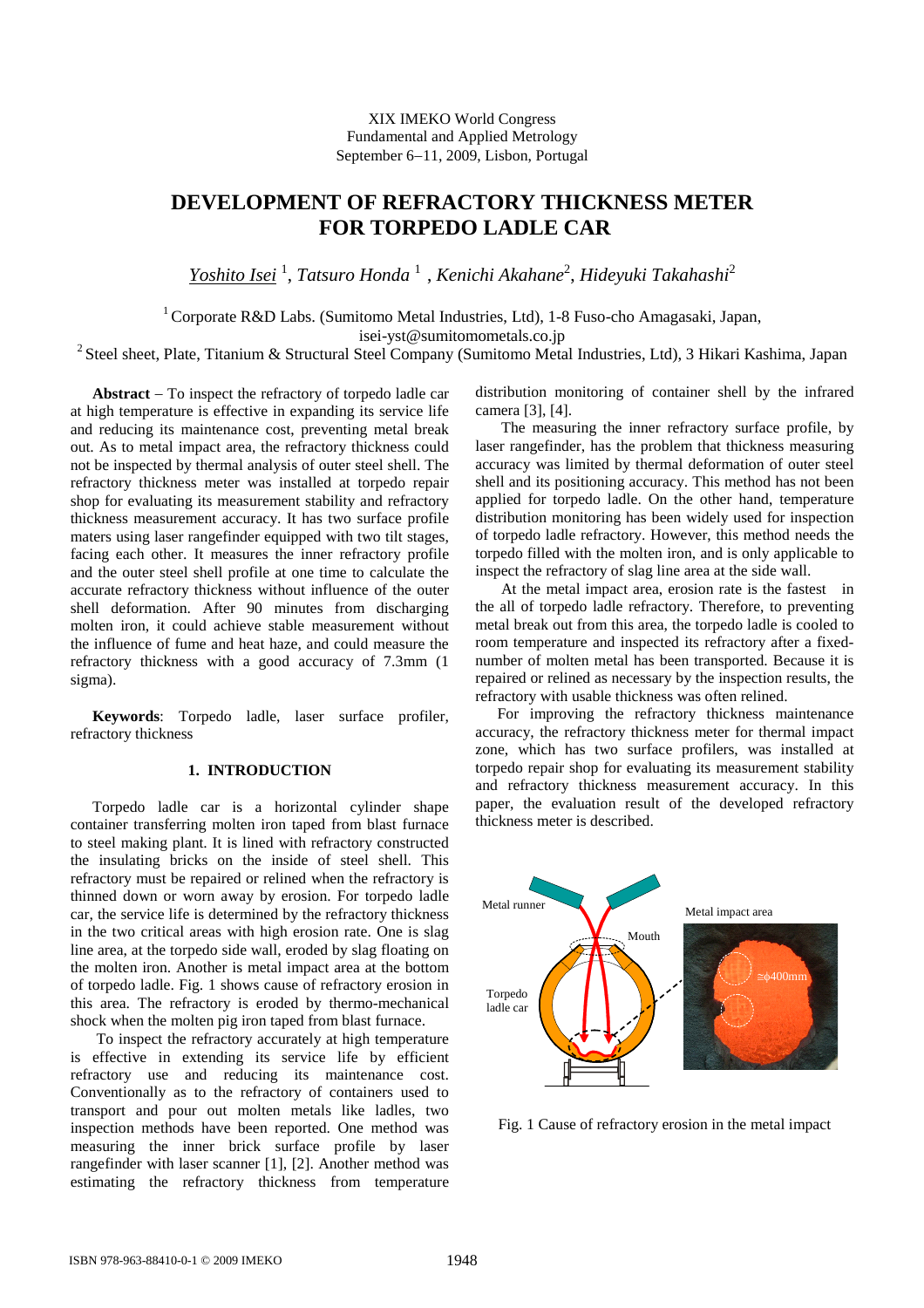XIX IMEKO World Congress
Fundamental and Applied Metrology
September 6–11, 2009, Lisbon, Portugal

# DEVELOPMENT OF REFRACTORY THICKNESS METER FOR TORPEDO LADLE CAR

*Yoshito Isei* [1], *Tatsuro Honda* [1], *Kenichi Akahane*[2], *Hideyuki Takahashi*[2]

[1] Corporate R&D Labs. (Sumitomo Metal Industries, Ltd), 1-8 Fuso-cho Amagasaki, Japan, isei-yst@sumitomometals.co.jp

[2] Steel sheet, Plate, Titanium & Structural Steel Company (Sumitomo Metal Industries, Ltd), 3 Hikari Kashima, Japan

**Abstract** – To inspect the refractory of torpedo ladle car at high temperature is effective in expanding its service life and reducing its maintenance cost, preventing metal break out. As to metal impact area, the refractory thickness could not be inspected by thermal analysis of outer steel shell. The refractory thickness meter was installed at torpedo repair shop for evaluating its measurement stability and refractory thickness measurement accuracy. It has two surface profile maters using laser rangefinder equipped with two tilt stages, facing each other. It measures the inner refractory profile and the outer steel shell profile at one time to calculate the accurate refractory thickness without influence of the outer shell deformation. After 90 minutes from discharging molten iron, it could achieve stable measurement without the influence of fume and heat haze, and could measure the refractory thickness with a good accuracy of 7.3mm (1 sigma).

**Keywords**: Torpedo ladle, laser surface profiler, refractory thickness

## 1. INTRODUCTION

Torpedo ladle car is a horizontal cylinder shape container transferring molten iron taped from blast furnace to steel making plant. It is lined with refractory constructed the insulating bricks on the inside of steel shell. This refractory must be repaired or relined when the refractory is thinned down or worn away by erosion. For torpedo ladle car, the service life is determined by the refractory thickness in the two critical areas with high erosion rate. One is slag line area, at the torpedo side wall, eroded by slag floating on the molten iron. Another is metal impact area at the bottom of torpedo ladle. Fig. 1 shows cause of refractory erosion in this area. The refractory is eroded by thermo-mechanical shock when the molten pig iron taped from blast furnace.

To inspect the refractory accurately at high temperature is effective in extending its service life by efficient refractory use and reducing its maintenance cost. Conventionally as to the refractory of containers used to transport and pour out molten metals like ladles, two inspection methods have been reported. One method was measuring the inner brick surface profile by laser rangefinder with laser scanner [1], [2]. Another method was estimating the refractory thickness from temperature distribution monitoring of container shell by the infrared camera [3], [4].

The measuring the inner refractory surface profile, by laser rangefinder, has the problem that thickness measuring accuracy was limited by thermal deformation of outer steel shell and its positioning accuracy. This method has not been applied for torpedo ladle. On the other hand, temperature distribution monitoring has been widely used for inspection of torpedo ladle refractory. However, this method needs the torpedo filled with the molten iron, and is only applicable to inspect the refractory of slag line area at the side wall.

At the metal impact area, erosion rate is the fastest in the all of torpedo ladle refractory. Therefore, to preventing metal break out from this area, the torpedo ladle is cooled to room temperature and inspected its refractory after a fixed-number of molten metal has been transported. Because it is repaired or relined as necessary by the inspection results, the refractory with usable thickness was often relined.

For improving the refractory thickness maintenance accuracy, the refractory thickness meter for thermal impact zone, which has two surface profilers, was installed at torpedo repair shop for evaluating its measurement stability and refractory thickness measurement accuracy. In this paper, the evaluation result of the developed refractory thickness meter is described.

Fig. 1 Cause of refractory erosion in the metal impact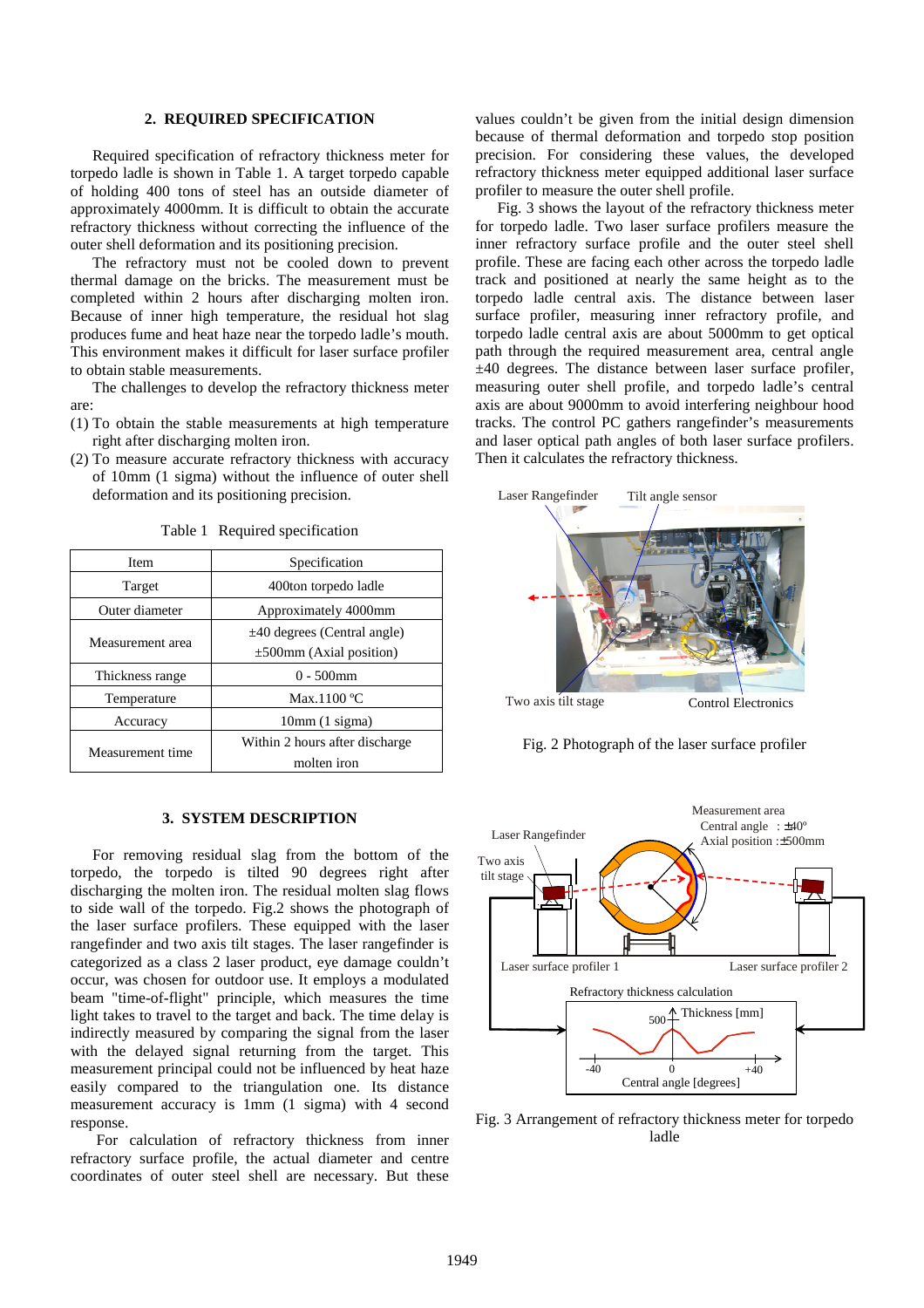## 2. REQUIRED SPECIFICATION

Required specification of refractory thickness meter for torpedo ladle is shown in Table 1. A target torpedo capable of holding 400 tons of steel has an outside diameter of approximately 4000mm. It is difficult to obtain the accurate refractory thickness without correcting the influence of the outer shell deformation and its positioning precision.

The refractory must not be cooled down to prevent thermal damage on the bricks. The measurement must be completed within 2 hours after discharging molten iron. Because of inner high temperature, the residual hot slag produces fume and heat haze near the torpedo ladle's mouth. This environment makes it difficult for laser surface profiler to obtain stable measurements.

The challenges to develop the refractory thickness meter are:

(1) To obtain the stable measurements at high temperature right after discharging molten iron.

(2) To measure accurate refractory thickness with accuracy of 10mm (1 sigma) without the influence of outer shell deformation and its positioning precision.

Table 1 Required specification

| Item | Specification |
|---|---|
| Target | 400ton torpedo ladle |
| Outer diameter | Approximately 4000mm |
| Measurement area | ±40 degrees (Central angle)<br>±500mm (Axial position) |
| Thickness range | 0 - 500mm |
| Temperature | Max.1100 ºC |
| Accuracy | 10mm (1 sigma) |
| Measurement time | Within 2 hours after discharge molten iron |

## 3. SYSTEM DESCRIPTION

For removing residual slag from the bottom of the torpedo, the torpedo is tilted 90 degrees right after discharging the molten iron. The residual molten slag flows to side wall of the torpedo. Fig.2 shows the photograph of the laser surface profilers. These equipped with the laser rangefinder and two axis tilt stages. The laser rangefinder is categorized as a class 2 laser product, eye damage couldn't occur, was chosen for outdoor use. It employs a modulated beam "time-of-flight" principle, which measures the time light takes to travel to the target and back. The time delay is indirectly measured by comparing the signal from the laser with the delayed signal returning from the target. This measurement principal could not be influenced by heat haze easily compared to the triangulation one. Its distance measurement accuracy is 1mm (1 sigma) with 4 second response.

For calculation of refractory thickness from inner refractory surface profile, the actual diameter and centre coordinates of outer steel shell are necessary. But these values couldn't be given from the initial design dimension because of thermal deformation and torpedo stop position precision. For considering these values, the developed refractory thickness meter equipped additional laser surface profiler to measure the outer shell profile.

Fig. 3 shows the layout of the refractory thickness meter for torpedo ladle. Two laser surface profilers measure the inner refractory surface profile and the outer steel shell profile. These are facing each other across the torpedo ladle track and positioned at nearly the same height as to the torpedo ladle central axis. The distance between laser surface profiler, measuring inner refractory profile, and torpedo ladle central axis are about 5000mm to get optical path through the required measurement area, central angle ±40 degrees. The distance between laser surface profiler, measuring outer shell profile, and torpedo ladle's central axis are about 9000mm to avoid interfering neighbour hood tracks. The control PC gathers rangefinder's measurements and laser optical path angles of both laser surface profilers. Then it calculates the refractory thickness.

Fig. 2 Photograph of the laser surface profiler

Fig. 3 Arrangement of refractory thickness meter for torpedo ladle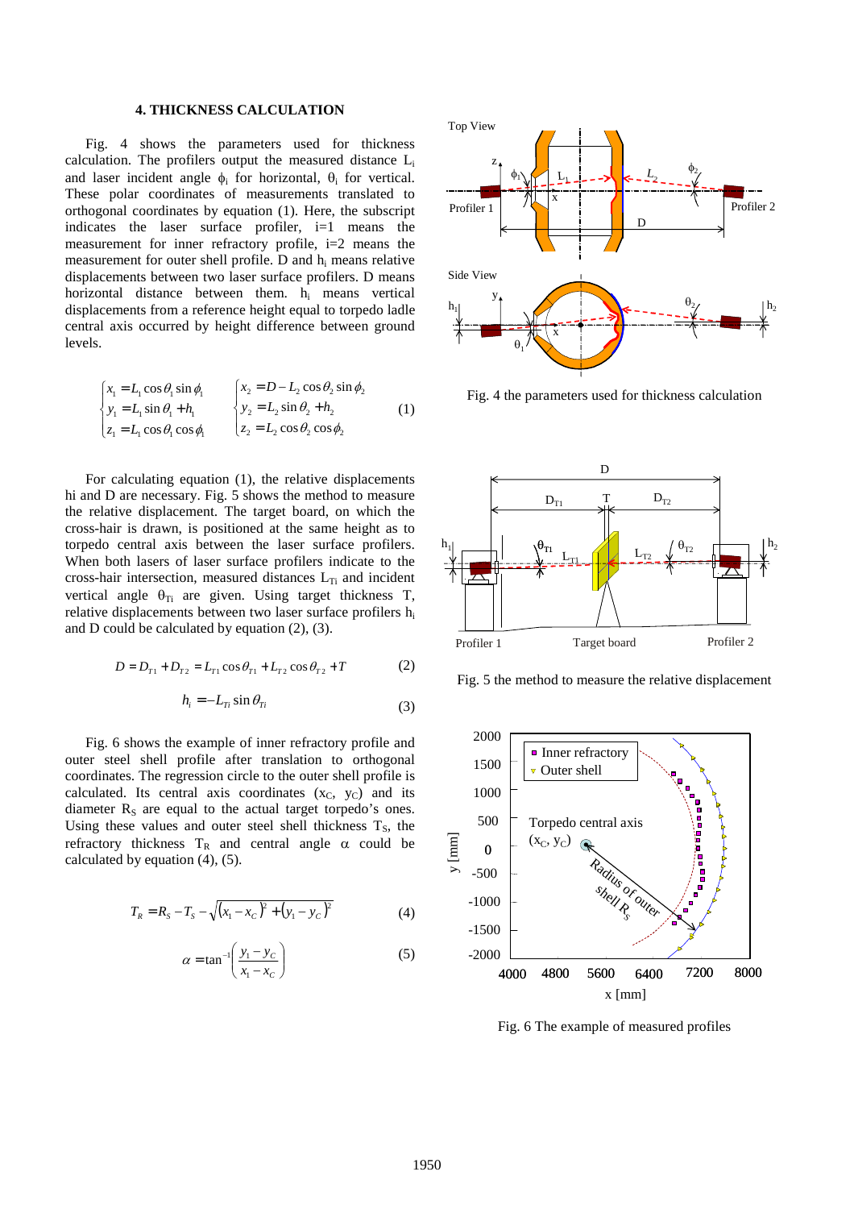## 4. THICKNESS CALCULATION

Fig. 4 shows the parameters used for thickness calculation. The profilers output the measured distance $L_i$ and laser incident angle $\phi_i$ for horizontal, $\theta_i$ for vertical. These polar coordinates of measurements translated to orthogonal coordinates by equation (1). Here, the subscript indicates the laser surface profiler, i=1 means the measurement for inner refractory profile, i=2 means the measurement for outer shell profile. D and $h_i$ means relative displacements between two laser surface profilers. D means horizontal distance between them. $h_i$ means vertical displacements from a reference height equal to torpedo ladle central axis occurred by height difference between ground levels.

$$\begin{cases} x_1 = L_1 \cos\theta_1 \sin\phi_1 \\ y_1 = L_1 \sin\theta_1 + h_1 \\ z_1 = L_1 \cos\theta_1 \cos\phi_1 \end{cases} \quad \begin{cases} x_2 = D - L_2 \cos\theta_2 \sin\phi_2 \\ y_2 = L_2 \sin\theta_2 + h_2 \\ z_2 = L_2 \cos\theta_2 \cos\phi_2 \end{cases} \tag{1}$$

For calculating equation (1), the relative displacements hi and D are necessary. Fig. 5 shows the method to measure the relative displacement. The target board, on which the cross-hair is drawn, is positioned at the same height as to torpedo central axis between the laser surface profilers. When both lasers of laser surface profilers indicate to the cross-hair intersection, measured distances $L_{Ti}$ and incident vertical angle $\theta_{Ti}$ are given. Using target thickness T, relative displacements between two laser surface profilers $h_i$ and D could be calculated by equation (2), (3).

$$D = D_{T1} + D_{T2} = L_{T1}\cos\theta_{T1} + L_{T2}\cos\theta_{T2} + T \tag{2}$$

$$h_i = -L_{Ti}\sin\theta_{Ti} \tag{3}$$

Fig. 6 shows the example of inner refractory profile and outer steel shell profile after translation to orthogonal coordinates. The regression circle to the outer shell profile is calculated. Its central axis coordinates ($x_C$, $y_C$) and its diameter $R_S$ are equal to the actual target torpedo's ones. Using these values and outer steel shell thickness $T_S$, the refractory thickness $T_R$ and central angle $\alpha$ could be calculated by equation (4), (5).

$$T_R = R_S - T_S - \sqrt{(x_1 - x_C)^2 + (y_1 - y_C)^2} \tag{4}$$

$$\alpha = \tan^{-1}\left(\frac{y_1 - y_C}{x_1 - x_C}\right) \tag{5}$$

Fig. 4 the parameters used for thickness calculation

Fig. 5 the method to measure the relative displacement

Fig. 6 The example of measured profiles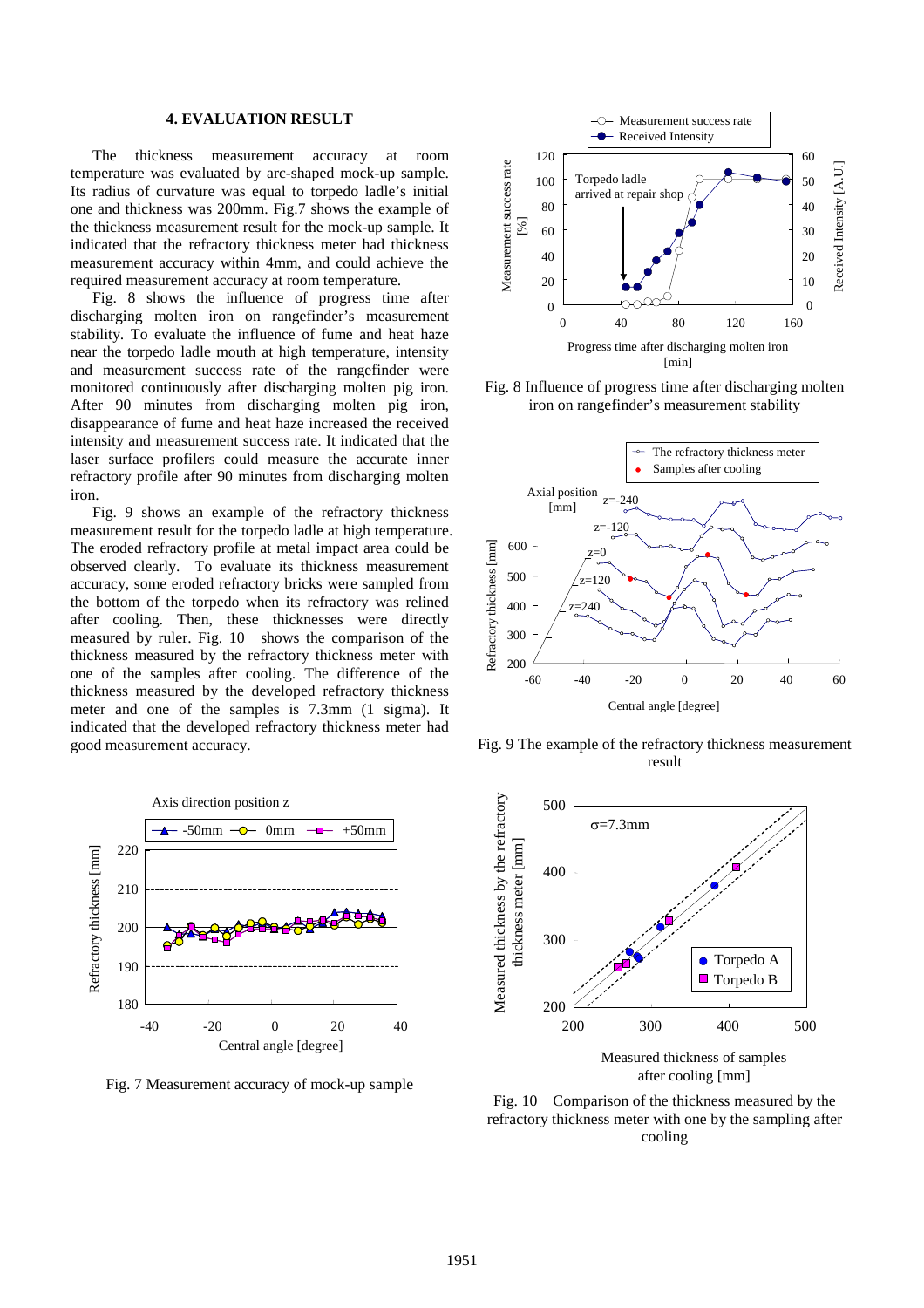## 4. EVALUATION RESULT

The thickness measurement accuracy at room temperature was evaluated by arc-shaped mock-up sample. Its radius of curvature was equal to torpedo ladle's initial one and thickness was 200mm. Fig.7 shows the example of the thickness measurement result for the mock-up sample. It indicated that the refractory thickness meter had thickness measurement accuracy within 4mm, and could achieve the required measurement accuracy at room temperature.

Fig. 8 shows the influence of progress time after discharging molten iron on rangefinder's measurement stability. To evaluate the influence of fume and heat haze near the torpedo ladle mouth at high temperature, intensity and measurement success rate of the rangefinder were monitored continuously after discharging molten pig iron. After 90 minutes from discharging molten pig iron, disappearance of fume and heat haze increased the received intensity and measurement success rate. It indicated that the laser surface profilers could measure the accurate inner refractory profile after 90 minutes from discharging molten iron.

Fig. 9 shows an example of the refractory thickness measurement result for the torpedo ladle at high temperature. The eroded refractory profile at metal impact area could be observed clearly. To evaluate its thickness measurement accuracy, some eroded refractory bricks were sampled from the bottom of the torpedo when its refractory was relined after cooling. Then, these thicknesses were directly measured by ruler. Fig. 10 shows the comparison of the thickness measured by the refractory thickness meter with one of the samples after cooling. The difference of the thickness measured by the developed refractory thickness meter and one of the samples is 7.3mm (1 sigma). It indicated that the developed refractory thickness meter had good measurement accuracy.

Fig. 7 Measurement accuracy of mock-up sample

Fig. 8 Influence of progress time after discharging molten iron on rangefinder's measurement stability

Fig. 9 The example of the refractory thickness measurement result

Fig. 10 Comparison of the thickness measured by the refractory thickness meter with one by the sampling after cooling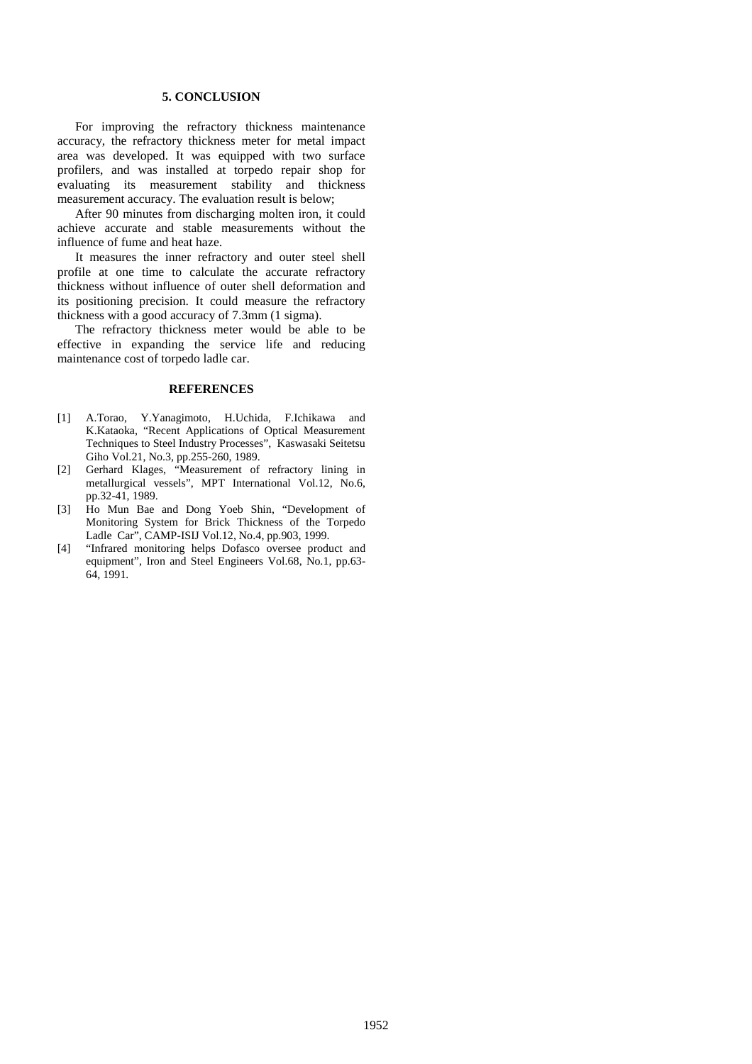## 5. CONCLUSION

For improving the refractory thickness maintenance accuracy, the refractory thickness meter for metal impact area was developed. It was equipped with two surface profilers, and was installed at torpedo repair shop for evaluating its measurement stability and thickness measurement accuracy. The evaluation result is below;

After 90 minutes from discharging molten iron, it could achieve accurate and stable measurements without the influence of fume and heat haze.

It measures the inner refractory and outer steel shell profile at one time to calculate the accurate refractory thickness without influence of outer shell deformation and its positioning precision. It could measure the refractory thickness with a good accuracy of 7.3mm (1 sigma).

The refractory thickness meter would be able to be effective in expanding the service life and reducing maintenance cost of torpedo ladle car.

## REFERENCES

[1] A.Torao, Y.Yanagimoto, H.Uchida, F.Ichikawa and K.Kataoka, "Recent Applications of Optical Measurement Techniques to Steel Industry Processes", Kaswasaki Seitetsu Giho Vol.21, No.3, pp.255-260, 1989.

[2] Gerhard Klages, "Measurement of refractory lining in metallurgical vessels", MPT International Vol.12, No.6, pp.32-41, 1989.

[3] Ho Mun Bae and Dong Yoeb Shin, "Development of Monitoring System for Brick Thickness of the Torpedo Ladle Car", CAMP-ISIJ Vol.12, No.4, pp.903, 1999.

[4] "Infrared monitoring helps Dofasco oversee product and equipment", Iron and Steel Engineers Vol.68, No.1, pp.63-64, 1991.